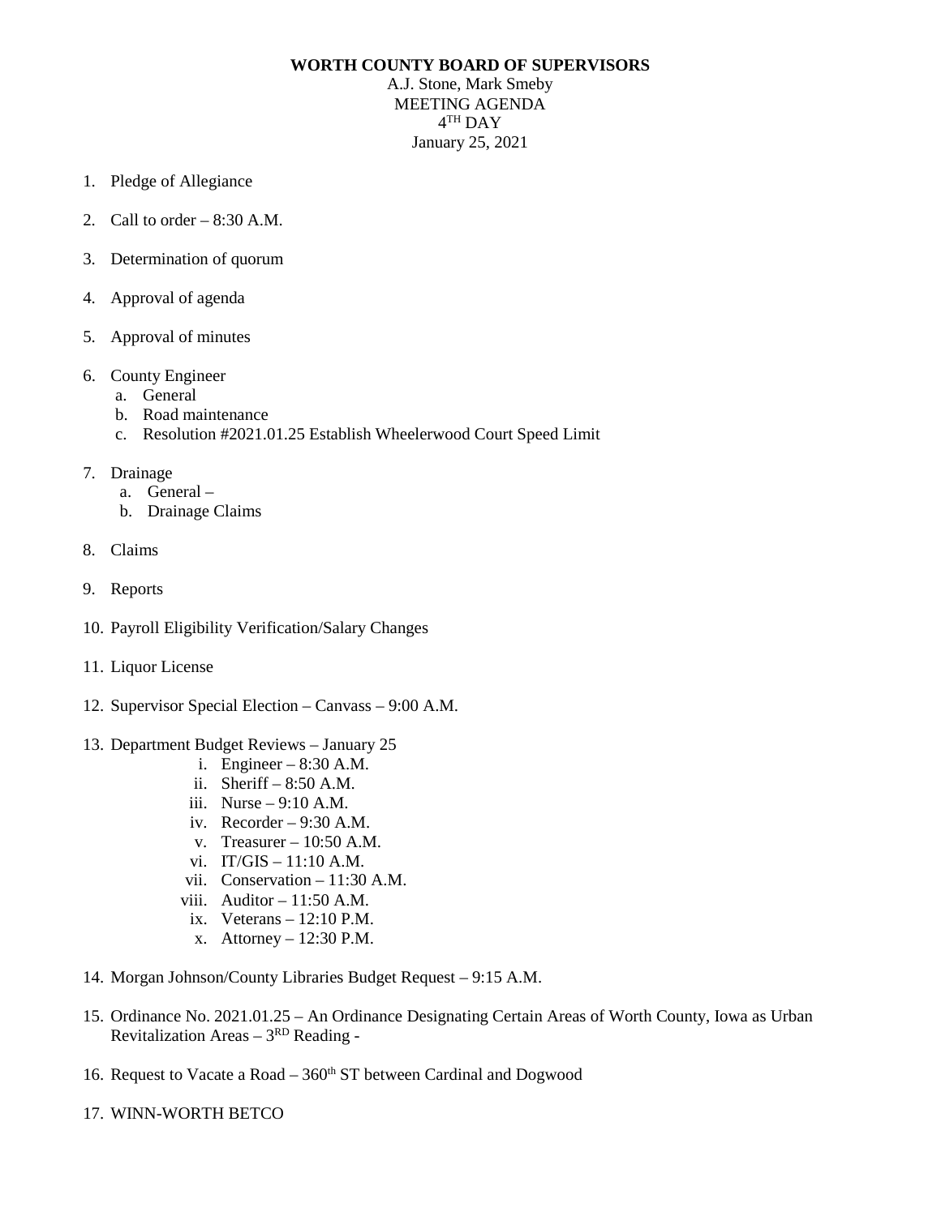**WORTH COUNTY BOARD OF SUPERVISORS**

A.J. Stone, Mark Smeby
MEETING AGENDA
4TH DAY
January 25, 2021

1. Pledge of Allegiance

2. Call to order – 8:30 A.M.

3. Determination of quorum

4. Approval of agenda

5. Approval of minutes

6. County Engineer
   a. General
   b. Road maintenance
   c. Resolution #2021.01.25 Establish Wheelerwood Court Speed Limit

7. Drainage
   a. General –
   b. Drainage Claims

8. Claims

9. Reports

10. Payroll Eligibility Verification/Salary Changes

11. Liquor License

12. Supervisor Special Election – Canvass – 9:00 A.M.

13. Department Budget Reviews – January 25
    i. Engineer – 8:30 A.M.
    ii. Sheriff – 8:50 A.M.
    iii. Nurse – 9:10 A.M.
    iv. Recorder – 9:30 A.M.
    v. Treasurer – 10:50 A.M.
    vi. IT/GIS – 11:10 A.M.
    vii. Conservation – 11:30 A.M.
    viii. Auditor – 11:50 A.M.
    ix. Veterans – 12:10 P.M.
    x. Attorney – 12:30 P.M.

14. Morgan Johnson/County Libraries Budget Request – 9:15 A.M.

15. Ordinance No. 2021.01.25 – An Ordinance Designating Certain Areas of Worth County, Iowa as Urban Revitalization Areas – 3RD Reading -

16. Request to Vacate a Road – 360th ST between Cardinal and Dogwood

17. WINN-WORTH BETCO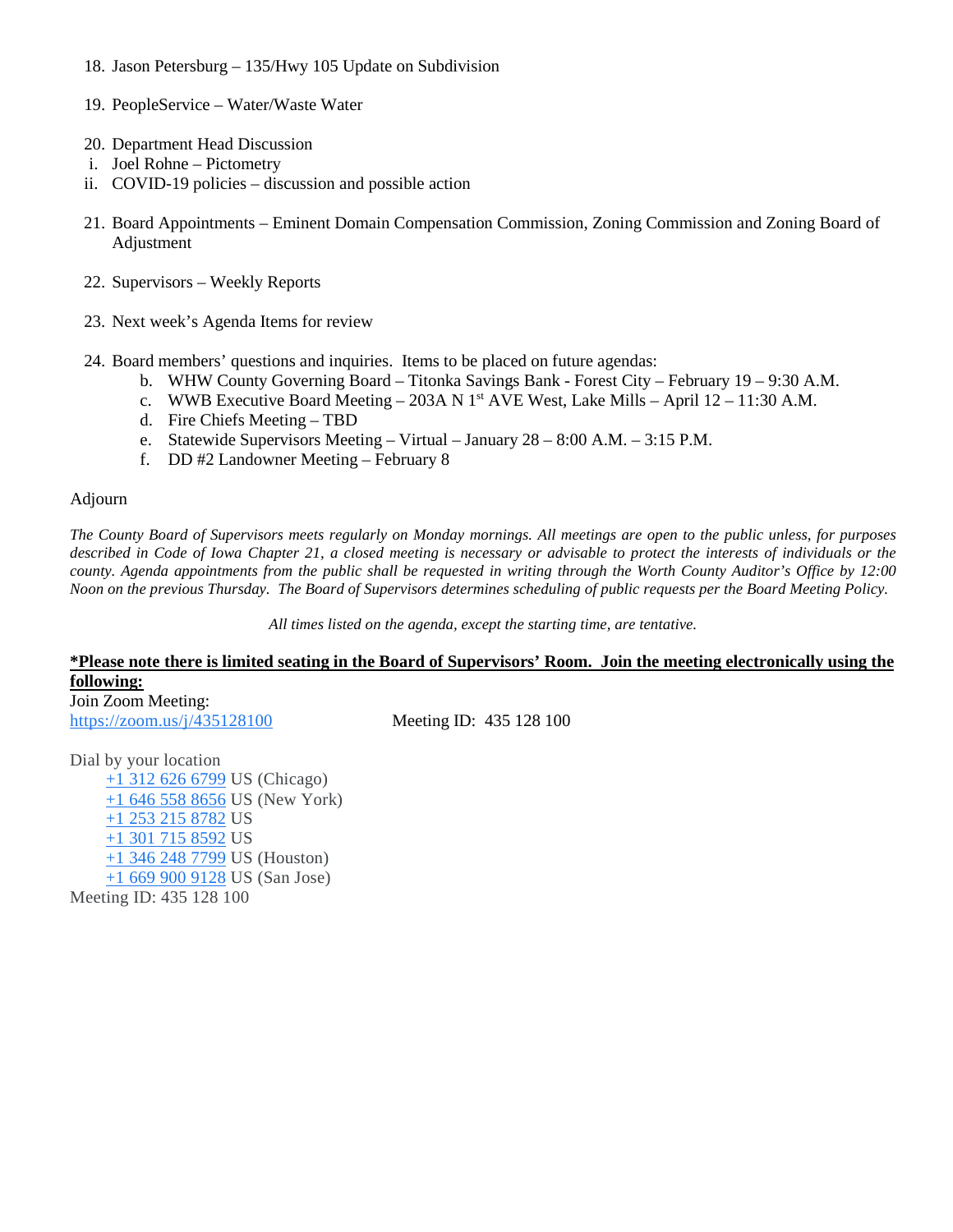18. Jason Petersburg – 135/Hwy 105 Update on Subdivision

19. PeopleService – Water/Waste Water

20. Department Head Discussion
    i. Joel Rohne – Pictometry
    ii. COVID-19 policies – discussion and possible action

21. Board Appointments – Eminent Domain Compensation Commission, Zoning Commission and Zoning Board of Adjustment

22. Supervisors – Weekly Reports

23. Next week's Agenda Items for review

24. Board members' questions and inquiries. Items to be placed on future agendas:
    b. WHW County Governing Board – Titonka Savings Bank - Forest City – February 19 – 9:30 A.M.
    c. WWB Executive Board Meeting – 203A N 1st AVE West, Lake Mills – April 12 – 11:30 A.M.
    d. Fire Chiefs Meeting – TBD
    e. Statewide Supervisors Meeting – Virtual – January 28 – 8:00 A.M. – 3:15 P.M.
    f. DD #2 Landowner Meeting – February 8

Adjourn

*The County Board of Supervisors meets regularly on Monday mornings. All meetings are open to the public unless, for purposes described in Code of Iowa Chapter 21, a closed meeting is necessary or advisable to protect the interests of individuals or the county. Agenda appointments from the public shall be requested in writing through the Worth County Auditor's Office by 12:00 Noon on the previous Thursday. The Board of Supervisors determines scheduling of public requests per the Board Meeting Policy.*

*All times listed on the agenda, except the starting time, are tentative.*

**\*Please note there is limited seating in the Board of Supervisors' Room. Join the meeting electronically using the following:**

Join Zoom Meeting:
https://zoom.us/j/435128100 Meeting ID: 435 128 100

Dial by your location
+1 312 626 6799 US (Chicago)
+1 646 558 8656 US (New York)
+1 253 215 8782 US
+1 301 715 8592 US
+1 346 248 7799 US (Houston)
+1 669 900 9128 US (San Jose)
Meeting ID: 435 128 100